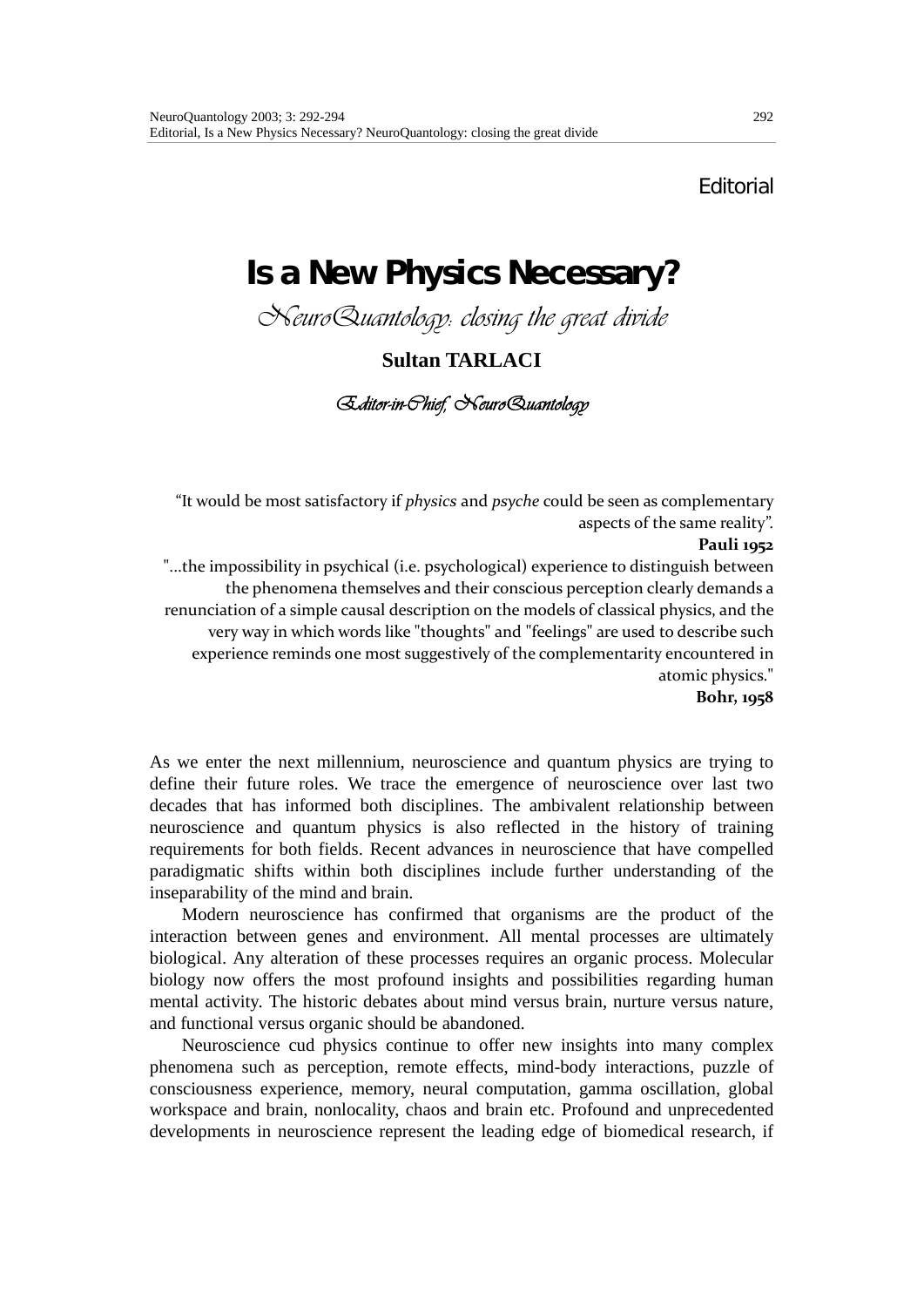Editorial

# Is a New Physics Necessary?

## *NeuroQuantology: closing the great divide*

**Sultan TARLACI**

*Editor-in-Chief, NeuroQuantology*

"It would be most satisfactory if *physics* and *psyche* could be seen as complementary aspects of the same reality".

**Pauli 1952**

"...the impossibility in psychical (i.e. psychological) experience to distinguish between the phenomena themselves and their conscious perception clearly demands a renunciation of a simple causal description on the models of classical physics, and the very way in which words like "thoughts" and "feelings" are used to describe such experience reminds one most suggestively of the complementarity encountered in atomic physics."

**Bohr, 1958**

As we enter the next millennium, neuroscience and quantum physics are trying to define their future roles. We trace the emergence of neuroscience over last two decades that has informed both disciplines. The ambivalent relationship between neuroscience and quantum physics is also reflected in the history of training requirements for both fields. Recent advances in neuroscience that have compelled paradigmatic shifts within both disciplines include further understanding of the inseparability of the mind and brain.

Modern neuroscience has confirmed that organisms are the product of the interaction between genes and environment. All mental processes are ultimately biological. Any alteration of these processes requires an organic process. Molecular biology now offers the most profound insights and possibilities regarding human mental activity. The historic debates about mind versus brain, nurture versus nature, and functional versus organic should be abandoned.

Neuroscience cud physics continue to offer new insights into many complex phenomena such as perception, remote effects, mind-body interactions, puzzle of consciousness experience, memory, neural computation, gamma oscillation, global workspace and brain, nonlocality, chaos and brain etc. Profound and unprecedented developments in neuroscience represent the leading edge of biomedical research, if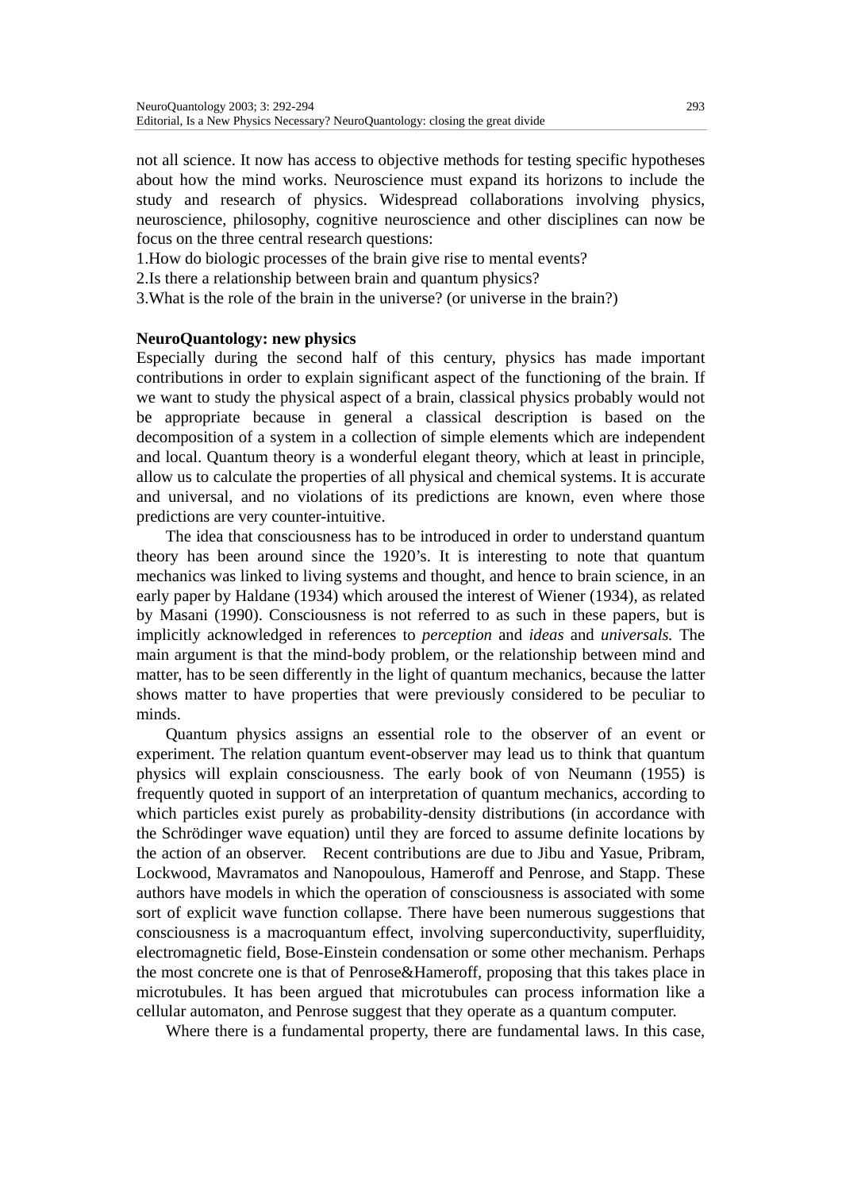not all science. It now has access to objective methods for testing specific hypotheses about how the mind works. Neuroscience must expand its horizons to include the study and research of physics. Widespread collaborations involving physics, neuroscience, philosophy, cognitive neuroscience and other disciplines can now be focus on the three central research questions:

1.How do biologic processes of the brain give rise to mental events?
2.Is there a relationship between brain and quantum physics?
3.What is the role of the brain in the universe? (or universe in the brain?)

**NeuroQuantology: new physics**

Especially during the second half of this century, physics has made important contributions in order to explain significant aspect of the functioning of the brain. If we want to study the physical aspect of a brain, classical physics probably would not be appropriate because in general a classical description is based on the decomposition of a system in a collection of simple elements which are independent and local. Quantum theory is a wonderful elegant theory, which at least in principle, allow us to calculate the properties of all physical and chemical systems. It is accurate and universal, and no violations of its predictions are known, even where those predictions are very counter-intuitive.

The idea that consciousness has to be introduced in order to understand quantum theory has been around since the 1920's. It is interesting to note that quantum mechanics was linked to living systems and thought, and hence to brain science, in an early paper by Haldane (1934) which aroused the interest of Wiener (1934), as related by Masani (1990). Consciousness is not referred to as such in these papers, but is implicitly acknowledged in references to *perception* and *ideas* and *universals.* The main argument is that the mind-body problem, or the relationship between mind and matter, has to be seen differently in the light of quantum mechanics, because the latter shows matter to have properties that were previously considered to be peculiar to minds.

Quantum physics assigns an essential role to the observer of an event or experiment. The relation quantum event-observer may lead us to think that quantum physics will explain consciousness. The early book of von Neumann (1955) is frequently quoted in support of an interpretation of quantum mechanics, according to which particles exist purely as probability-density distributions (in accordance with the Schrödinger wave equation) until they are forced to assume definite locations by the action of an observer. Recent contributions are due to Jibu and Yasue, Pribram, Lockwood, Mavramatos and Nanopoulous, Hameroff and Penrose, and Stapp. These authors have models in which the operation of consciousness is associated with some sort of explicit wave function collapse. There have been numerous suggestions that consciousness is a macroquantum effect, involving superconductivity, superfluidity, electromagnetic field, Bose-Einstein condensation or some other mechanism. Perhaps the most concrete one is that of Penrose&Hameroff, proposing that this takes place in microtubules. It has been argued that microtubules can process information like a cellular automaton, and Penrose suggest that they operate as a quantum computer.

Where there is a fundamental property, there are fundamental laws. In this case,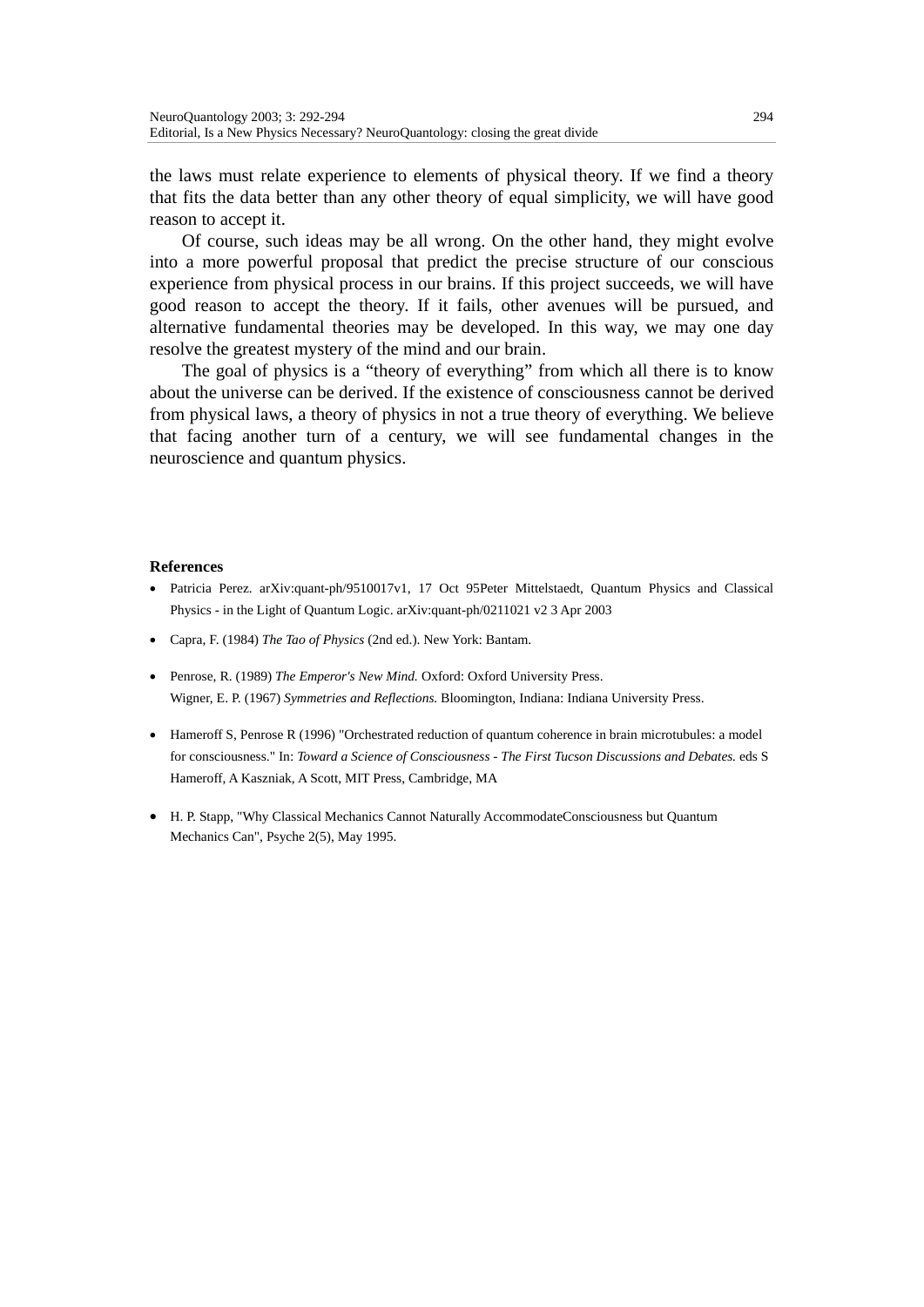the laws must relate experience to elements of physical theory. If we find a theory that fits the data better than any other theory of equal simplicity, we will have good reason to accept it.

Of course, such ideas may be all wrong. On the other hand, they might evolve into a more powerful proposal that predict the precise structure of our conscious experience from physical process in our brains. If this project succeeds, we will have good reason to accept the theory. If it fails, other avenues will be pursued, and alternative fundamental theories may be developed. In this way, we may one day resolve the greatest mystery of the mind and our brain.

The goal of physics is a "theory of everything" from which all there is to know about the universe can be derived. If the existence of consciousness cannot be derived from physical laws, a theory of physics in not a true theory of everything. We believe that facing another turn of a century, we will see fundamental changes in the neuroscience and quantum physics.

**References**

- Patricia Perez. arXiv:quant-ph/9510017v1, 17 Oct 95Peter Mittelstaedt, Quantum Physics and Classical Physics - in the Light of Quantum Logic. arXiv:quant-ph/0211021 v2 3 Apr 2003
- Capra, F. (1984) *The Tao of Physics* (2nd ed.). New York: Bantam.
- Penrose, R. (1989) *The Emperor's New Mind.* Oxford: Oxford University Press.
  Wigner, E. P. (1967) *Symmetries and Reflections.* Bloomington, Indiana: Indiana University Press.
- Hameroff S, Penrose R (1996) "Orchestrated reduction of quantum coherence in brain microtubules: a model for consciousness." In: *Toward a Science of Consciousness - The First Tucson Discussions and Debates.* eds S Hameroff, A Kaszniak, A Scott, MIT Press, Cambridge, MA
- H. P. Stapp, "Why Classical Mechanics Cannot Naturally AccommodateConsciousness but Quantum Mechanics Can", Psyche 2(5), May 1995.